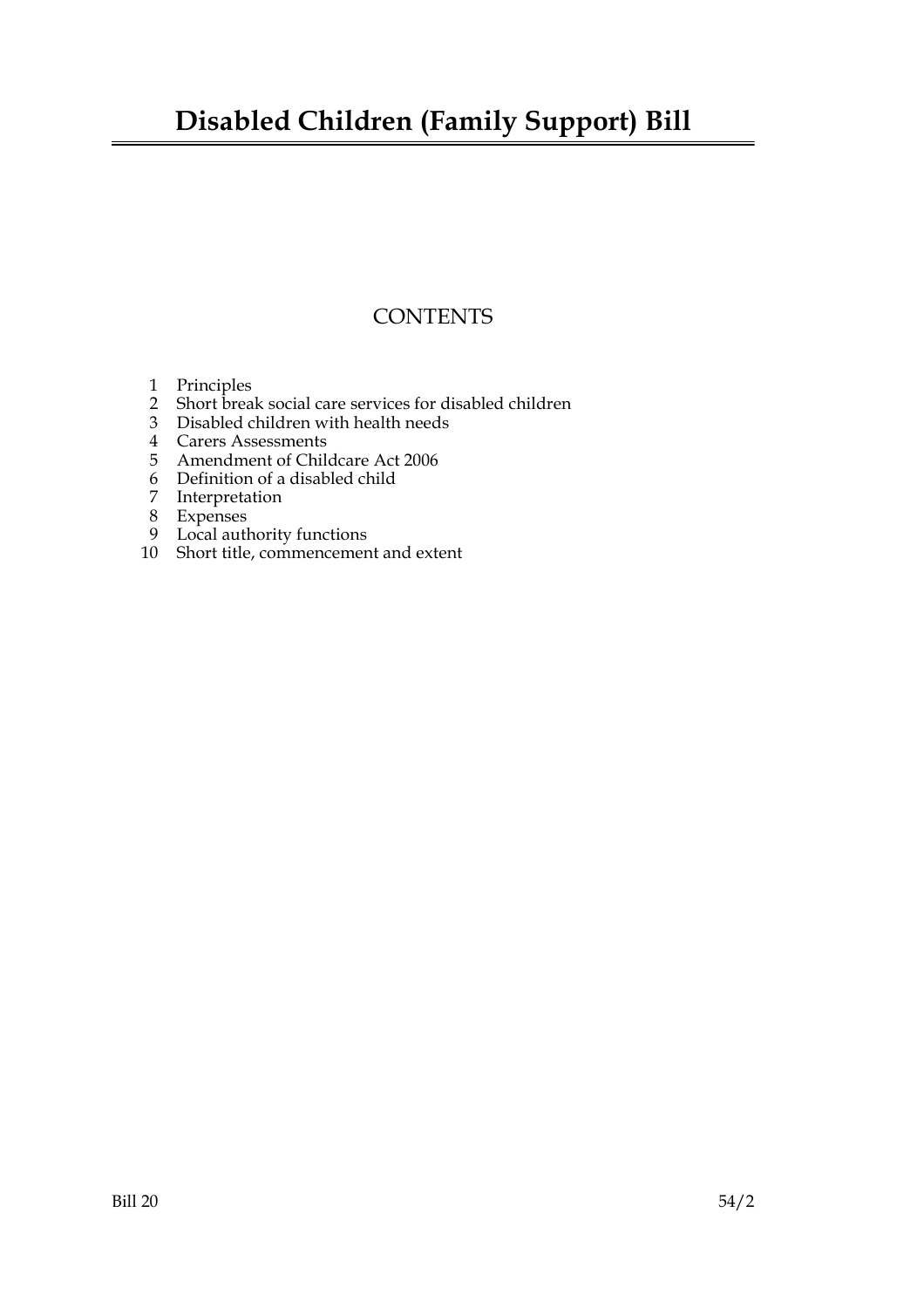# Disabled Children (Family Support) Bill

## CONTENTS

1 Principles
2 Short break social care services for disabled children
3 Disabled children with health needs
4 Carers Assessments
5 Amendment of Childcare Act 2006
6 Definition of a disabled child
7 Interpretation
8 Expenses
9 Local authority functions
10 Short title, commencement and extent

Bill 20 54/2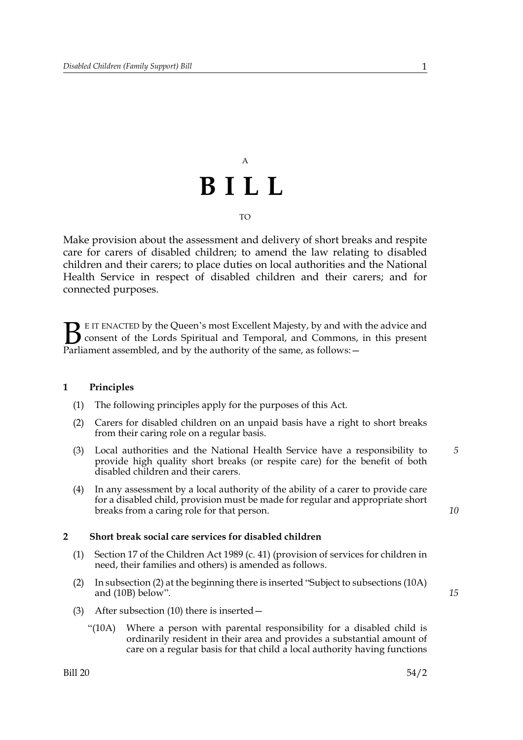A

# B I L L

TO

Make provision about the assessment and delivery of short breaks and respite care for carers of disabled children; to amend the law relating to disabled children and their carers; to place duties on local authorities and the National Health Service in respect of disabled children and their carers; and for connected purposes.

BE IT ENACTED by the Queen's most Excellent Majesty, by and with the advice and consent of the Lords Spiritual and Temporal, and Commons, in this present Parliament assembled, and by the authority of the same, as follows:—

## 1 Principles

(1) The following principles apply for the purposes of this Act.

(2) Carers for disabled children on an unpaid basis have a right to short breaks from their caring role on a regular basis.

(3) Local authorities and the National Health Service have a responsibility to provide high quality short breaks (or respite care) for the benefit of both disabled children and their carers.

(4) In any assessment by a local authority of the ability of a carer to provide care for a disabled child, provision must be made for regular and appropriate short breaks from a caring role for that person.

## 2 Short break social care services for disabled children

(1) Section 17 of the Children Act 1989 (c. 41) (provision of services for children in need, their families and others) is amended as follows.

(2) In subsection (2) at the beginning there is inserted "Subject to subsections (10A) and (10B) below".

(3) After subsection (10) there is inserted—

"(10A) Where a person with parental responsibility for a disabled child is ordinarily resident in their area and provides a substantial amount of care on a regular basis for that child a local authority having functions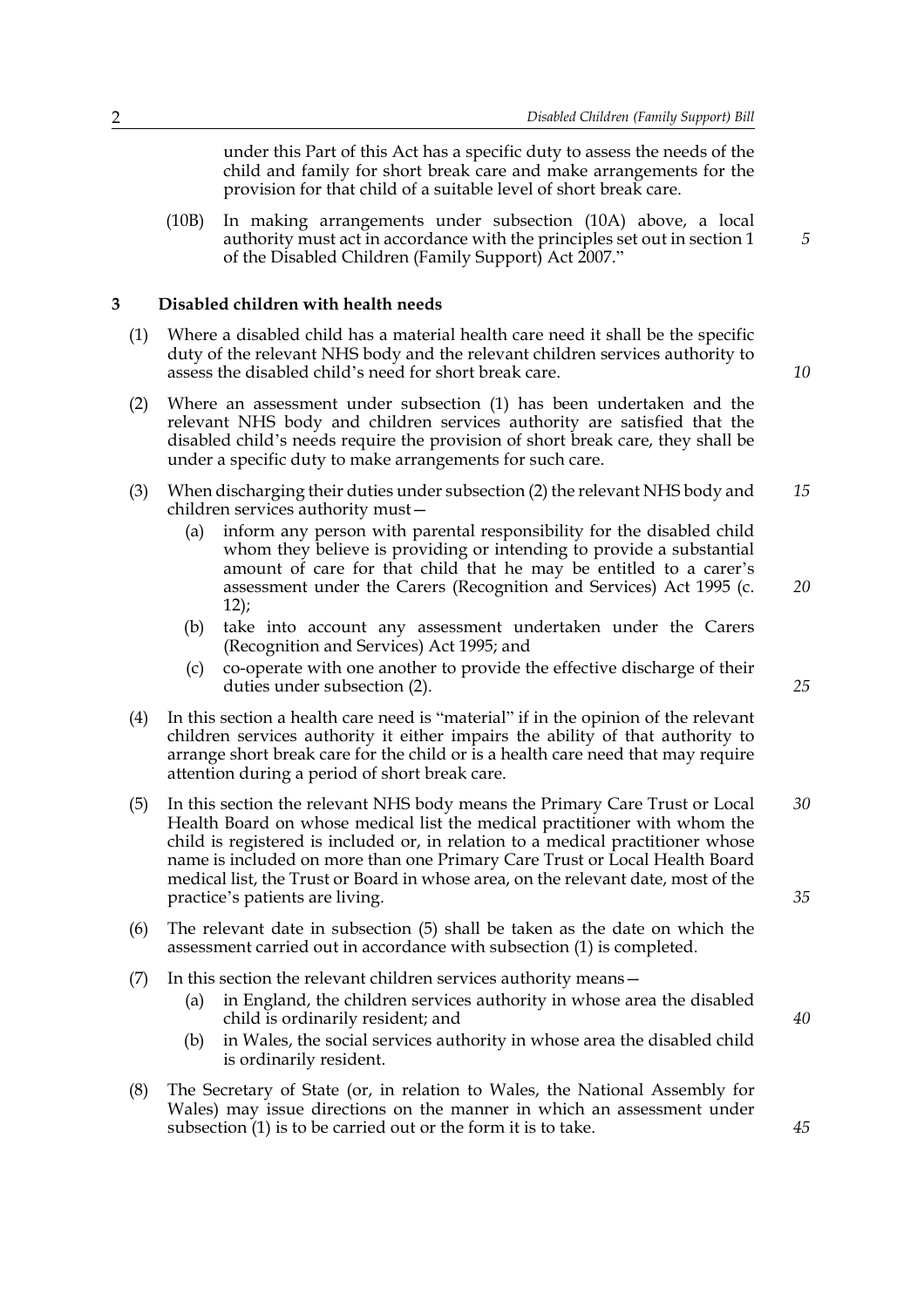under this Part of this Act has a specific duty to assess the needs of the child and family for short break care and make arrangements for the provision for that child of a suitable level of short break care.

(10B) In making arrangements under subsection (10A) above, a local authority must act in accordance with the principles set out in section 1 of the Disabled Children (Family Support) Act 2007."

## 3 Disabled children with health needs

(1) Where a disabled child has a material health care need it shall be the specific duty of the relevant NHS body and the relevant children services authority to assess the disabled child's need for short break care.

(2) Where an assessment under subsection (1) has been undertaken and the relevant NHS body and children services authority are satisfied that the disabled child's needs require the provision of short break care, they shall be under a specific duty to make arrangements for such care.

(3) When discharging their duties under subsection (2) the relevant NHS body and children services authority must—

- (a) inform any person with parental responsibility for the disabled child whom they believe is providing or intending to provide a substantial amount of care for that child that he may be entitled to a carer's assessment under the Carers (Recognition and Services) Act 1995 (c. 12);
- (b) take into account any assessment undertaken under the Carers (Recognition and Services) Act 1995; and
- (c) co-operate with one another to provide the effective discharge of their duties under subsection (2).

(4) In this section a health care need is "material" if in the opinion of the relevant children services authority it either impairs the ability of that authority to arrange short break care for the child or is a health care need that may require attention during a period of short break care.

(5) In this section the relevant NHS body means the Primary Care Trust or Local Health Board on whose medical list the medical practitioner with whom the child is registered is included or, in relation to a medical practitioner whose name is included on more than one Primary Care Trust or Local Health Board medical list, the Trust or Board in whose area, on the relevant date, most of the practice's patients are living.

(6) The relevant date in subsection (5) shall be taken as the date on which the assessment carried out in accordance with subsection (1) is completed.

(7) In this section the relevant children services authority means—

- (a) in England, the children services authority in whose area the disabled child is ordinarily resident; and
- (b) in Wales, the social services authority in whose area the disabled child is ordinarily resident.

(8) The Secretary of State (or, in relation to Wales, the National Assembly for Wales) may issue directions on the manner in which an assessment under subsection (1) is to be carried out or the form it is to take.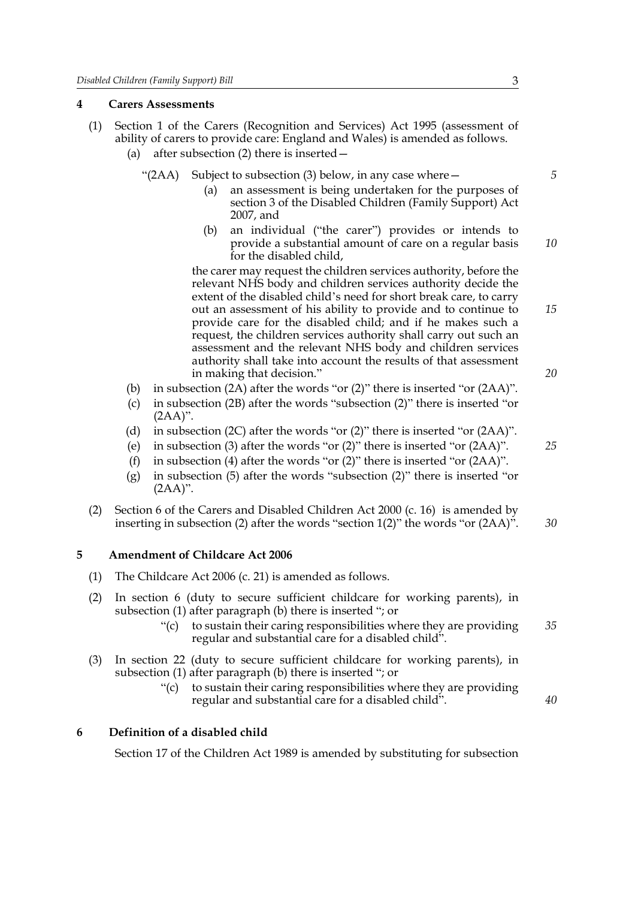## 4 Carers Assessments

(1) Section 1 of the Carers (Recognition and Services) Act 1995 (assessment of ability of carers to provide care: England and Wales) is amended as follows.

(a) after subsection (2) there is inserted—

"(2AA) Subject to subsection (3) below, in any case where—

(a) an assessment is being undertaken for the purposes of section 3 of the Disabled Children (Family Support) Act 2007, and

(b) an individual ("the carer") provides or intends to provide a substantial amount of care on a regular basis for the disabled child,

the carer may request the children services authority, before the relevant NHS body and children services authority decide the extent of the disabled child's need for short break care, to carry out an assessment of his ability to provide and to continue to provide care for the disabled child; and if he makes such a request, the children services authority shall carry out such an assessment and the relevant NHS body and children services authority shall take into account the results of that assessment in making that decision."

(b) in subsection (2A) after the words "or (2)" there is inserted "or (2AA)".

(c) in subsection (2B) after the words "subsection (2)" there is inserted "or (2AA)".

(d) in subsection (2C) after the words "or (2)" there is inserted "or (2AA)".

(e) in subsection (3) after the words "or (2)" there is inserted "or (2AA)".

(f) in subsection (4) after the words "or (2)" there is inserted "or (2AA)".

(g) in subsection (5) after the words "subsection (2)" there is inserted "or (2AA)".

(2) Section 6 of the Carers and Disabled Children Act 2000 (c. 16) is amended by inserting in subsection (2) after the words "section 1(2)" the words "or (2AA)".

## 5 Amendment of Childcare Act 2006

(1) The Childcare Act 2006 (c. 21) is amended as follows.

(2) In section 6 (duty to secure sufficient childcare for working parents), in subsection (1) after paragraph (b) there is inserted "; or

"(c) to sustain their caring responsibilities where they are providing regular and substantial care for a disabled child".

(3) In section 22 (duty to secure sufficient childcare for working parents), in subsection (1) after paragraph (b) there is inserted "; or

"(c) to sustain their caring responsibilities where they are providing regular and substantial care for a disabled child".

## 6 Definition of a disabled child

Section 17 of the Children Act 1989 is amended by substituting for subsection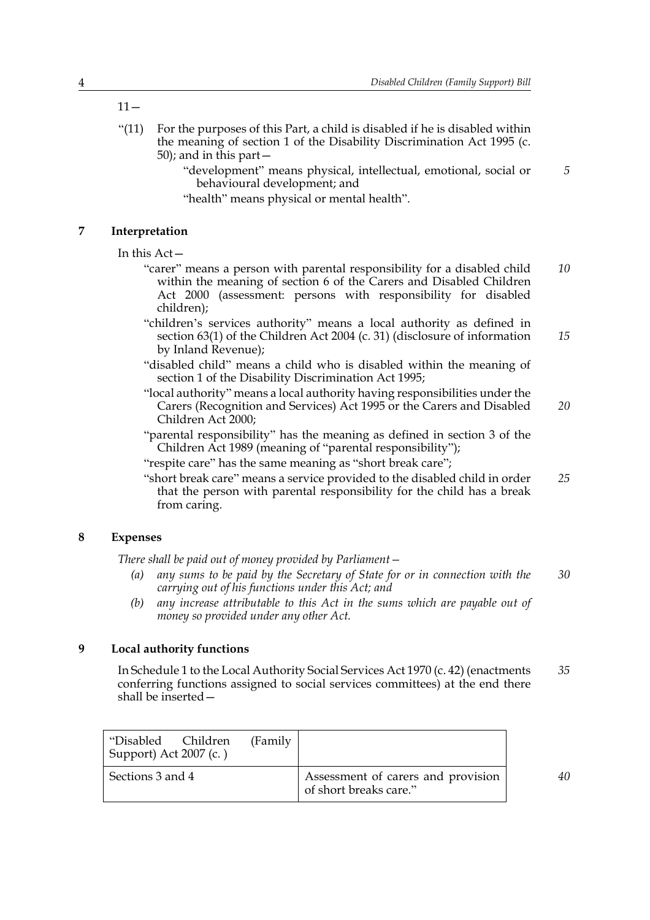11—

"(11) For the purposes of this Part, a child is disabled if he is disabled within the meaning of section 1 of the Disability Discrimination Act 1995 (c. 50); and in this part—

"development" means physical, intellectual, emotional, social or behavioural development; and

"health" means physical or mental health".

## 7 Interpretation

In this Act—

"carer" means a person with parental responsibility for a disabled child within the meaning of section 6 of the Carers and Disabled Children Act 2000 (assessment: persons with responsibility for disabled children);

"children's services authority" means a local authority as defined in section 63(1) of the Children Act 2004 (c. 31) (disclosure of information by Inland Revenue);

"disabled child" means a child who is disabled within the meaning of section 1 of the Disability Discrimination Act 1995;

"local authority" means a local authority having responsibilities under the Carers (Recognition and Services) Act 1995 or the Carers and Disabled Children Act 2000;

"parental responsibility" has the meaning as defined in section 3 of the Children Act 1989 (meaning of "parental responsibility");

"respite care" has the same meaning as "short break care";

"short break care" means a service provided to the disabled child in order that the person with parental responsibility for the child has a break from caring.

## 8 Expenses

*There shall be paid out of money provided by Parliament—*

*(a) any sums to be paid by the Secretary of State for or in connection with the carrying out of his functions under this Act; and*

*(b) any increase attributable to this Act in the sums which are payable out of money so provided under any other Act.*

## 9 Local authority functions

In Schedule 1 to the Local Authority Social Services Act 1970 (c. 42) (enactments conferring functions assigned to social services committees) at the end there shall be inserted—

| "Disabled Children (Family Support) Act 2007 (c. ) | |
|---|---|
| Sections 3 and 4 | Assessment of carers and provision of short breaks care." |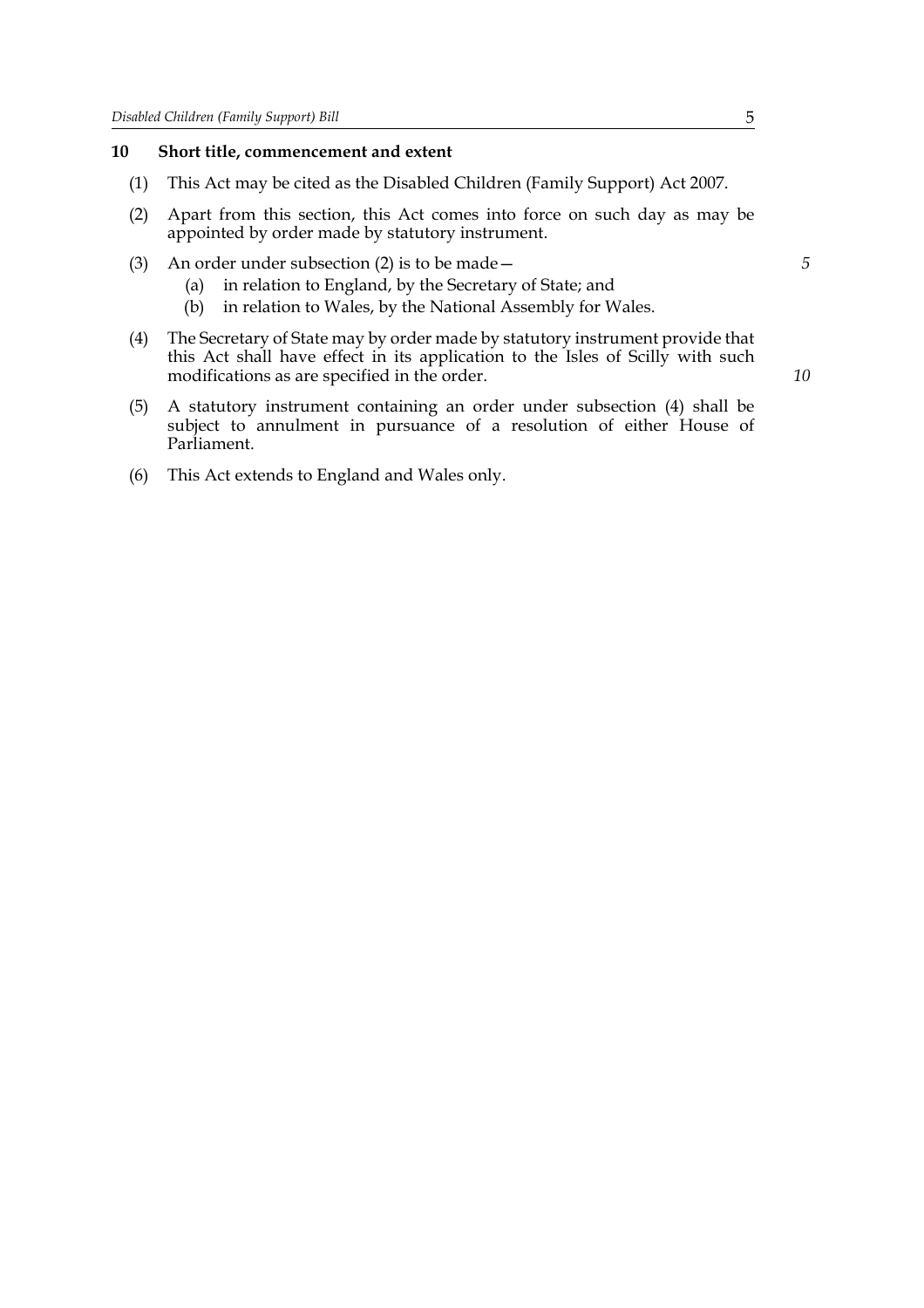## 10 Short title, commencement and extent

(1) This Act may be cited as the Disabled Children (Family Support) Act 2007.

(2) Apart from this section, this Act comes into force on such day as may be appointed by order made by statutory instrument.

(3) An order under subsection (2) is to be made—

(a) in relation to England, by the Secretary of State; and

(b) in relation to Wales, by the National Assembly for Wales.

(4) The Secretary of State may by order made by statutory instrument provide that this Act shall have effect in its application to the Isles of Scilly with such modifications as are specified in the order.

(5) A statutory instrument containing an order under subsection (4) shall be subject to annulment in pursuance of a resolution of either House of Parliament.

(6) This Act extends to England and Wales only.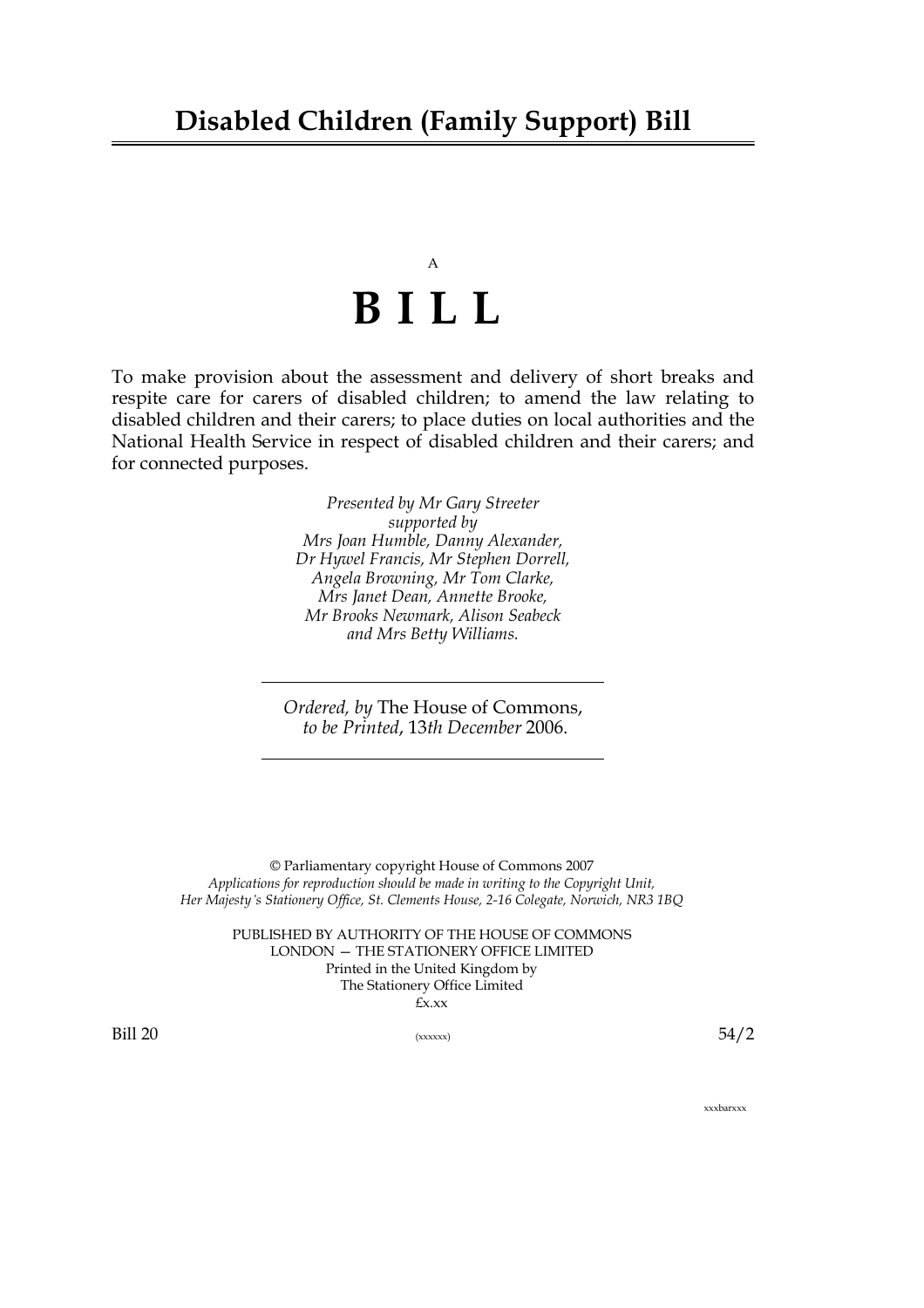# Disabled Children (Family Support) Bill

A

# B I L L

To make provision about the assessment and delivery of short breaks and respite care for carers of disabled children; to amend the law relating to disabled children and their carers; to place duties on local authorities and the National Health Service in respect of disabled children and their carers; and for connected purposes.

*Presented by Mr Gary Streeter*
*supported by*
*Mrs Joan Humble, Danny Alexander,*
*Dr Hywel Francis, Mr Stephen Dorrell,*
*Angela Browning, Mr Tom Clarke,*
*Mrs Janet Dean, Annette Brooke,*
*Mr Brooks Newmark, Alison Seabeck*
*and Mrs Betty Williams.*

---

*Ordered, by* The House of Commons,
*to be Printed*, 13*th December* 2006.

---

© Parliamentary copyright House of Commons 2007
*Applications for reproduction should be made in writing to the Copyright Unit,*
*Her Majesty's Stationery Office, St. Clements House, 2-16 Colegate, Norwich, NR3 1BQ*

PUBLISHED BY AUTHORITY OF THE HOUSE OF COMMONS
LONDON — THE STATIONERY OFFICE LIMITED
Printed in the United Kingdom by
The Stationery Office Limited
£x.xx

Bill 20 (xxxxxx) 54/2

xxxbarxxx